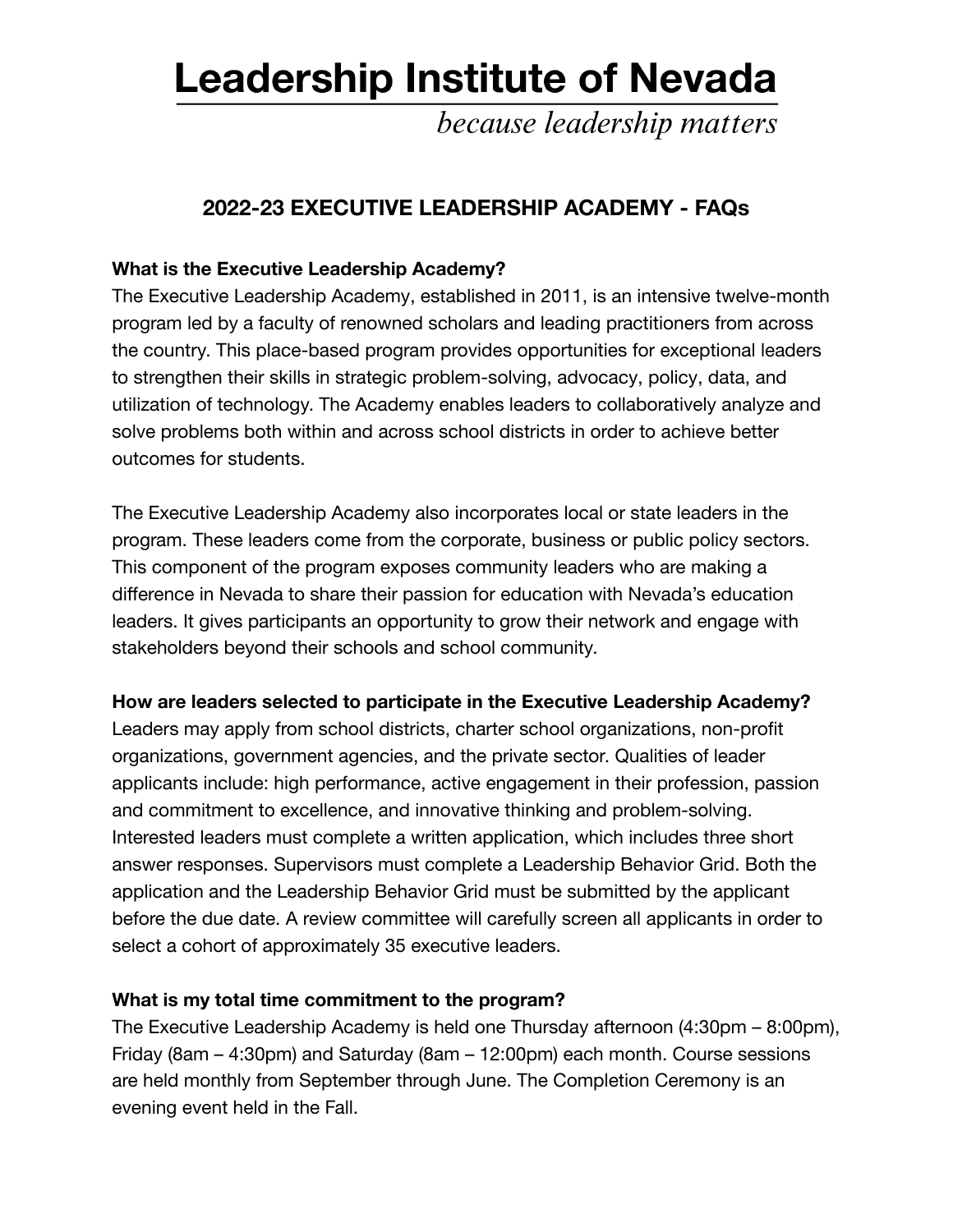# Leadership Institute of Nevada

*because leadership matters*

## 2022-23 EXECUTIVE LEADERSHIP ACADEMY - FAQs

**What is the Executive Leadership Academy?**

The Executive Leadership Academy, established in 2011, is an intensive twelve-month program led by a faculty of renowned scholars and leading practitioners from across the country. This place-based program provides opportunities for exceptional leaders to strengthen their skills in strategic problem-solving, advocacy, policy, data, and utilization of technology. The Academy enables leaders to collaboratively analyze and solve problems both within and across school districts in order to achieve better outcomes for students.

The Executive Leadership Academy also incorporates local or state leaders in the program. These leaders come from the corporate, business or public policy sectors. This component of the program exposes community leaders who are making a difference in Nevada to share their passion for education with Nevada's education leaders. It gives participants an opportunity to grow their network and engage with stakeholders beyond their schools and school community.

**How are leaders selected to participate in the Executive Leadership Academy?**

Leaders may apply from school districts, charter school organizations, non-profit organizations, government agencies, and the private sector. Qualities of leader applicants include: high performance, active engagement in their profession, passion and commitment to excellence, and innovative thinking and problem-solving. Interested leaders must complete a written application, which includes three short answer responses. Supervisors must complete a Leadership Behavior Grid. Both the application and the Leadership Behavior Grid must be submitted by the applicant before the due date. A review committee will carefully screen all applicants in order to select a cohort of approximately 35 executive leaders.

**What is my total time commitment to the program?**

The Executive Leadership Academy is held one Thursday afternoon (4:30pm – 8:00pm), Friday (8am – 4:30pm) and Saturday (8am – 12:00pm) each month. Course sessions are held monthly from September through June. The Completion Ceremony is an evening event held in the Fall.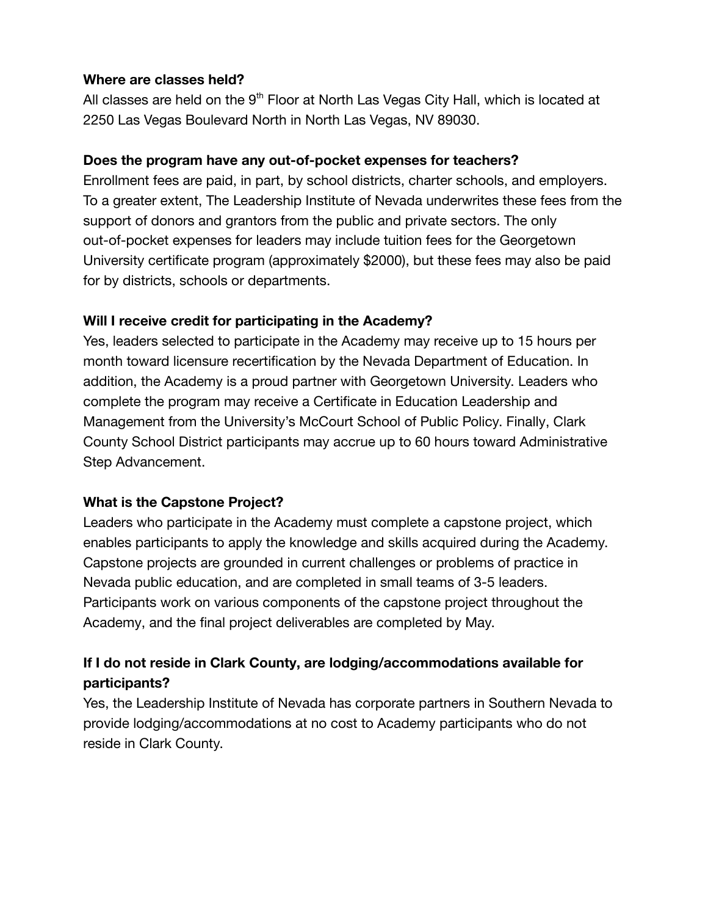**Where are classes held?**
All classes are held on the 9th Floor at North Las Vegas City Hall, which is located at 2250 Las Vegas Boulevard North in North Las Vegas, NV 89030.

**Does the program have any out-of-pocket expenses for teachers?**
Enrollment fees are paid, in part, by school districts, charter schools, and employers. To a greater extent, The Leadership Institute of Nevada underwrites these fees from the support of donors and grantors from the public and private sectors. The only out-of-pocket expenses for leaders may include tuition fees for the Georgetown University certificate program (approximately $2000), but these fees may also be paid for by districts, schools or departments.

**Will I receive credit for participating in the Academy?**
Yes, leaders selected to participate in the Academy may receive up to 15 hours per month toward licensure recertification by the Nevada Department of Education. In addition, the Academy is a proud partner with Georgetown University. Leaders who complete the program may receive a Certificate in Education Leadership and Management from the University's McCourt School of Public Policy. Finally, Clark County School District participants may accrue up to 60 hours toward Administrative Step Advancement.

**What is the Capstone Project?**
Leaders who participate in the Academy must complete a capstone project, which enables participants to apply the knowledge and skills acquired during the Academy. Capstone projects are grounded in current challenges or problems of practice in Nevada public education, and are completed in small teams of 3-5 leaders. Participants work on various components of the capstone project throughout the Academy, and the final project deliverables are completed by May.

**If I do not reside in Clark County, are lodging/accommodations available for participants?**
Yes, the Leadership Institute of Nevada has corporate partners in Southern Nevada to provide lodging/accommodations at no cost to Academy participants who do not reside in Clark County.